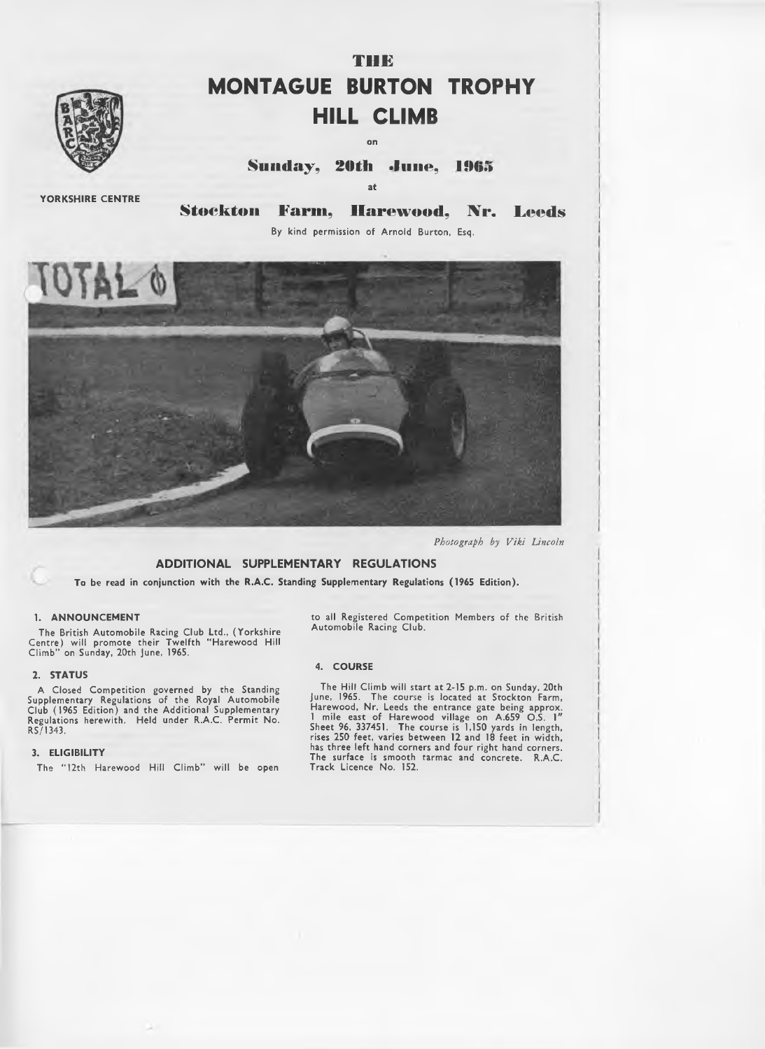# THE MONTAGUE BURTON TROPHY HILL CLIMB

on

## Sunday, 20th June, 1965

at

## Stockton Farm, Harewood, Nr. Leeds

By kind permission of Arnold Burton, Esq.

YORKSHIRE CENTRE

*Photograph by Viki Lincoln*

### ADDITIONAL SUPPLEMENTARY REGULATIONS

**To be read in conjunction with the R.A.C. Standing Supplementary Regulations (1965 Edition).**

**1. ANNOUNCEMENT**

The British Automobile Racing Club Ltd., (Yorkshire Centre) will promote their Twelfth "Harewood Hill Climb" on Sunday, 20th June, 1965.

**2. STATUS**

A Closed Competition governed by the Standing Supplementary Regulations of the Royal Automobile Club (1965 Edition) and the Additional Supplementary Regulations herewith. Held under R.A.C. Permit No. RS/1343.

**3. ELIGIBILITY**

The "12th Harewood Hill Climb" will be open to all Registered Competition Members of the British Automobile Racing Club.

**4. COURSE**

The Hill Climb will start at 2-15 p.m. on Sunday, 20th June, 1965. The course is located at Stockton Farm, Harewood, Nr. Leeds the entrance gate being approx. 1 mile east of Harewood village on A.659 O.S. 1" Sheet 96. 337451. The course is 1,150 yards in length, rises 250 feet, varies between 12 and 18 feet in width, has three left hand corners and four right hand corners. The surface is smooth tarmac and concrete. R.A.C. Track Licence No. 152.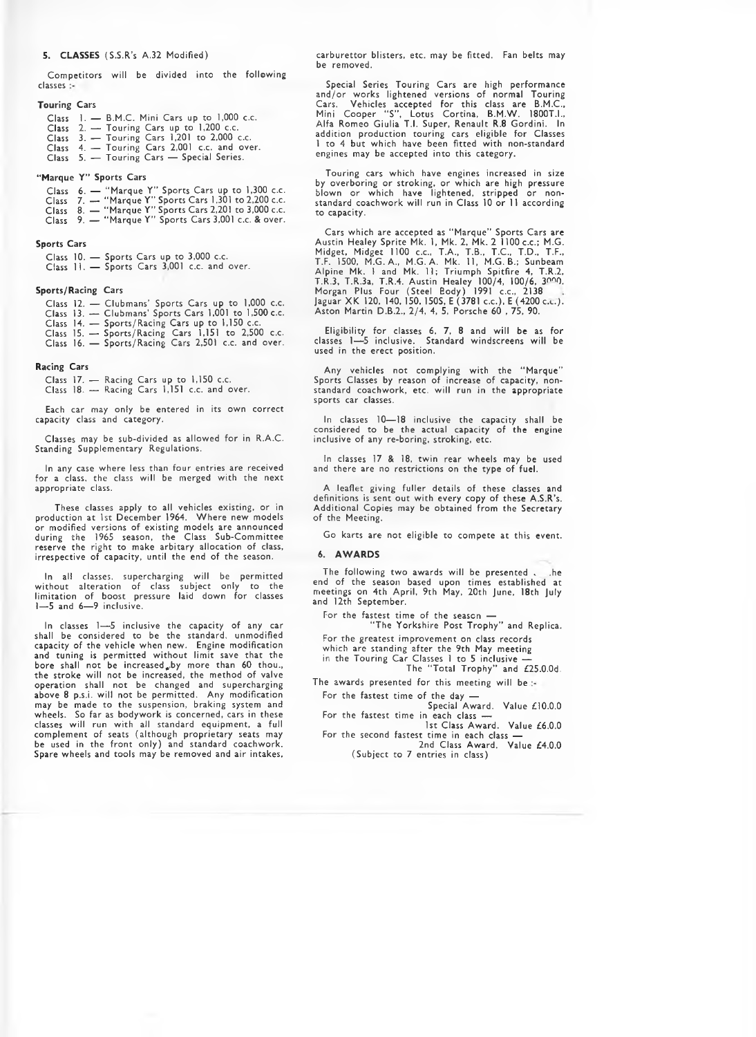## 5. CLASSES (S.S.R's A.32 Modified)

Competitors will be divided into the following classes :-

### Touring Cars

Class 1. — B.M.C. Mini Cars up to 1,000 c.c.
Class 2. — Touring Cars up to 1,200 c.c.
Class 3. — Touring Cars 1,201 to 2,000 c.c.
Class 4. — Touring Cars 2,001 c.c. and over.
Class 5. — Touring Cars — Special Series.

### "Marque Y" Sports Cars

Class 6. — "Marque Y" Sports Cars up to 1,300 c.c.
Class 7. — "Marque Y" Sports Cars 1,301 to 2,200 c.c.
Class 8. — "Marque Y" Sports Cars 2,201 to 3,000 c.c.
Class 9. — "Marque Y" Sports Cars 3,001 c.c. & over.

### Sports Cars

Class 10. — Sports Cars up to 3,000 c.c.
Class 11. — Sports Cars 3,001 c.c. and over.

### Sports/Racing Cars

Class 12. — Clubmans' Sports Cars up to 1,000 c.c.
Class 13. — Clubmans' Sports Cars 1,001 to 1,500 c.c.
Class 14. — Sports/Racing Cars up to 1,150 c.c.
Class 15. — Sports/Racing Cars 1,151 to 2,500 c.c.
Class 16. — Sports/Racing Cars 2,501 c.c. and over.

### Racing Cars

Class 17. — Racing Cars up to 1,150 c.c.
Class 18. — Racing Cars 1,151 c.c. and over.

Each car may only be entered in its own correct capacity class and category.

Classes may be sub-divided as allowed for in R.A.C. Standing Supplementary Regulations.

In any case where less than four entries are received for a class, the class will be merged with the next appropriate class.

These classes apply to all vehicles existing, or in production at 1st December 1964. Where new models or modified versions of existing models are announced during the 1965 season, the Class Sub-Committee reserve the right to make arbitary allocation of class, irrespective of capacity, until the end of the season.

In all classes, supercharging will be permitted without alteration of class subject only to the limitation of boost pressure laid down for classes 1—5 and 6—9 inclusive.

In classes 1—5 inclusive the capacity of any car shall be considered to be the standard, unmodified capacity of the vehicle when new. Engine modification and tuning is permitted without limit save that the bore shall not be increased by more than 60 thou., the stroke will not be increased, the method of valve operation shall not be changed and supercharging above 8 p.s.i. will not be permitted. Any modification may be made to the suspension, braking system and wheels. So far as bodywork is concerned, cars in these classes will run with all standard equipment, a full complement of seats (although proprietary seats may be used in the front only) and standard coachwork. Spare wheels and tools may be removed and air intakes, carburettor blisters, etc. may be fitted. Fan belts may be removed.

Special Series Touring Cars are high performance and/or works lightened versions of normal Touring Cars. Vehicles accepted for this class are B.M.C., Mini Cooper "S", Lotus Cortina, B.M.W. 1800T.I., Alfa Romeo Giulia T.I. Super, Renault R.8 Gordini. In addition production touring cars eligible for Classes 1 to 4 but which have been fitted with non-standard engines may be accepted into this category.

Touring cars which have engines increased in size by overboring or stroking, or which are high pressure blown or which have lightened, stripped or non-standard coachwork will run in Class 10 or 11 according to capacity.

Cars which are accepted as "Marque" Sports Cars are Austin Healey Sprite Mk. 1, Mk. 2, Mk. 2 1100 c.c.; M.G. Midget, Midget 1100 c.c., T.A., T.B., T.C., T.D., T.F., T.F. 1500, M.G.A., M.G.A. Mk. 11, M.G.B.; Sunbeam Alpine Mk. 1 and Mk. 11; Triumph Spitfire 4, T.R.2, T.R.3, T.R.3a, T.R.4. Austin Healey 100/4, 100/6, 3000. Morgan Plus Four (Steel Body) 1991 c.c., 2138 . Jaguar XK 120, 140, 150, 150S, E (3781 c.c.), E (4200 c.c.). Aston Martin D.B.2., 2/4, 4, 5, Porsche 60 , 75, 90.

Eligibility for classes 6, 7, 8 and will be as for classes 1—5 inclusive. Standard windscreens will be used in the erect position.

Any vehicles not complying with the "Marque" Sports Classes by reason of increase of capacity, non-standard coachwork, etc. will run in the appropriate sports car classes.

In classes 10—18 inclusive the capacity shall be considered to be the actual capacity of the engine inclusive of any re-boring, stroking, etc.

In classes 17 & 18, twin rear wheels may be used and there are no restrictions on the type of fuel.

A leaflet giving fuller details of these classes and definitions is sent out with every copy of these A.S.R's. Additional Copies may be obtained from the Secretary of the Meeting.

Go karts are not eligible to compete at this event.

## 6. AWARDS

The following two awards will be presented at the end of the season based upon times established at meetings on 4th April, 9th May, 20th June, 18th July and 12th September.

For the fastest time of the season —
"The Yorkshire Post Trophy" and Replica.

For the greatest improvement on class records which are standing after the 9th May meeting in the Touring Car Classes 1 to 5 inclusive —
The "Total Trophy" and £25.0.0d.

The awards presented for this meeting will be :-

For the fastest time of the day —
Special Award. Value £10.0.0

For the fastest time in each class —
1st Class Award. Value £6.0.0

For the second fastest time in each class —
2nd Class Award. Value £4.0.0
(Subject to 7 entries in class)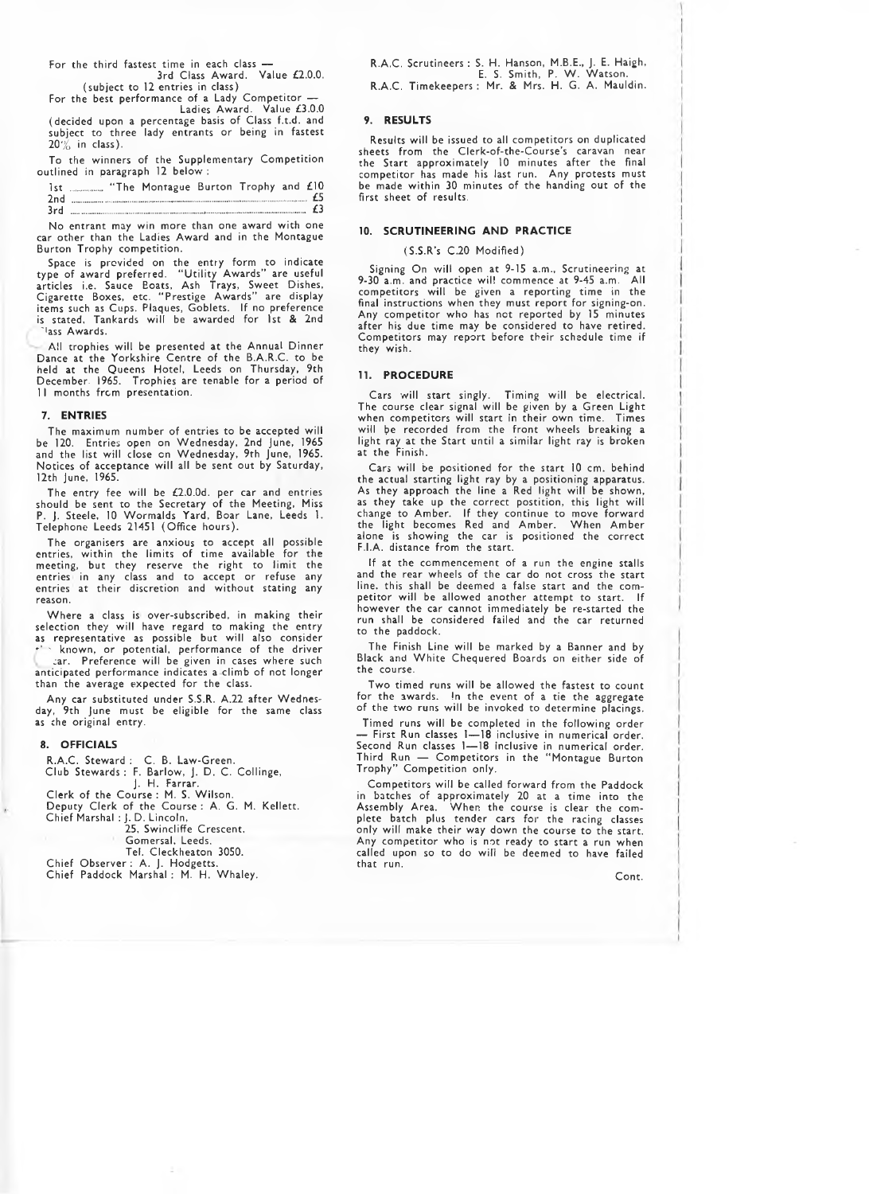For the third fastest time in each class —
3rd Class Award. Value £2.0.0.
(subject to 12 entries in class)

For the best performance of a Lady Competitor —
Ladies Award. Value £3.0.0
(decided upon a percentage basis of Class f.t.d. and subject to three lady entrants or being in fastest 20% in class).

To the winners of the Supplementary Competition outlined in paragraph 12 below:

1st ............ "The Montague Burton Trophy and £10
2nd .......................................................... £5
3rd .......................................................... £3

No entrant may win more than one award with one car other than the Ladies Award and in the Montague Burton Trophy competition.

Space is provided on the entry form to indicate type of award preferred. "Utility Awards" are useful articles i.e. Sauce Boats, Ash Trays, Sweet Dishes, Cigarette Boxes, etc. "Prestige Awards" are display items such as Cups, Plaques, Goblets. If no preference is stated, Tankards will be awarded for 1st & 2nd Class Awards.

All trophies will be presented at the Annual Dinner Dance at the Yorkshire Centre of the B.A.R.C. to be held at the Queens Hotel, Leeds on Thursday, 9th December 1965. Trophies are tenable for a period of 11 months from presentation.

## 7. ENTRIES

The maximum number of entries to be accepted will be 120. Entries open on Wednesday, 2nd June, 1965 and the list will close on Wednesday, 9th June, 1965. Notices of acceptance will all be sent out by Saturday, 12th June, 1965.

The entry fee will be £2.0.0d. per car and entries should be sent to the Secretary of the Meeting, Miss P. J. Steele, 10 Wormalds Yard, Boar Lane, Leeds 1. Telephone Leeds 21451 (Office hours).

The organisers are anxious to accept all possible entries, within the limits of time available for the meeting, but they reserve the right to limit the entries in any class and to accept or refuse any entries at their discretion and without stating any reason.

Where a class is over-subscribed, in making their selection they will have regard to making the entry as representative as possible but will also consider the known, or potential, performance of the driver and car. Preference will be given in cases where such anticipated performance indicates a climb of not longer than the average expected for the class.

Any car substituted under S.S.R. A.22 after Wednesday, 9th June must be eligible for the same class as the original entry.

## 8. OFFICIALS

R.A.C. Steward: C. B. Law-Green.
Club Stewards: F. Barlow, J. D. C. Collinge, J. H. Farrar.
Clerk of the Course: M. S. Wilson.
Deputy Clerk of the Course: A. G. M. Kellett.
Chief Marshal: J. D. Lincoln,
25, Swincliffe Crescent,
Gomersal, Leeds.
Tel. Cleckheaton 3050.
Chief Observer: A. J. Hodgetts.
Chief Paddock Marshal: M. H. Whaley.
R.A.C. Scrutineers: S. H. Hanson, M.B.E., J. E. Haigh, E. S. Smith, P. W. Watson.
R.A.C. Timekeepers: Mr. & Mrs. H. G. A. Mauldin.

## 9. RESULTS

Results will be issued to all competitors on duplicated sheets from the Clerk-of-the-Course's caravan near the Start approximately 10 minutes after the final competitor has made his last run. Any protests must be made within 30 minutes of the handing out of the first sheet of results.

## 10. SCRUTINEERING AND PRACTICE

(S.S.R's C.20 Modified)

Signing On will open at 9-15 a.m., Scrutineering at 9-30 a.m. and practice will commence at 9-45 a.m. All competitors will be given a reporting time in the final instructions when they must report for signing-on. Any competitor who has not reported by 15 minutes after his due time may be considered to have retired. Competitors may report before their schedule time if they wish.

## 11. PROCEDURE

Cars will start singly. Timing will be electrical. The course clear signal will be given by a Green Light when competitors will start in their own time. Times will be recorded from the front wheels breaking a light ray at the Start until a similar light ray is broken at the Finish.

Cars will be positioned for the start 10 cm. behind the actual starting light ray by a positioning apparatus. As they approach the line a Red light will be shown, as they take up the correct postition, this light will change to Amber. If they continue to move forward the light becomes Red and Amber. When Amber alone is showing the car is positioned the correct F.I.A. distance from the start.

If at the commencement of a run the engine stalls and the rear wheels of the car do not cross the start line, this shall be deemed a false start and the competitor will be allowed another attempt to start. If however the car cannot immediately be re-started the run shall be considered failed and the car returned to the paddock.

The Finish Line will be marked by a Banner and by Black and White Chequered Boards on either side of the course.

Two timed runs will be allowed the fastest to count for the awards. In the event of a tie the aggregate of the two runs will be invoked to determine placings.

Timed runs will be completed in the following order — First Run classes 1—18 inclusive in numerical order. Second Run classes 1—18 inclusive in numerical order. Third Run — Competitors in the "Montague Burton Trophy" Competition only.

Competitors will be called forward from the Paddock in batches of approximately 20 at a time into the Assembly Area. When the course is clear the complete batch plus tender cars for the racing classes only will make their way down the course to the start. Any competitor who is not ready to start a run when called upon so to do will be deemed to have failed that run.

Cont.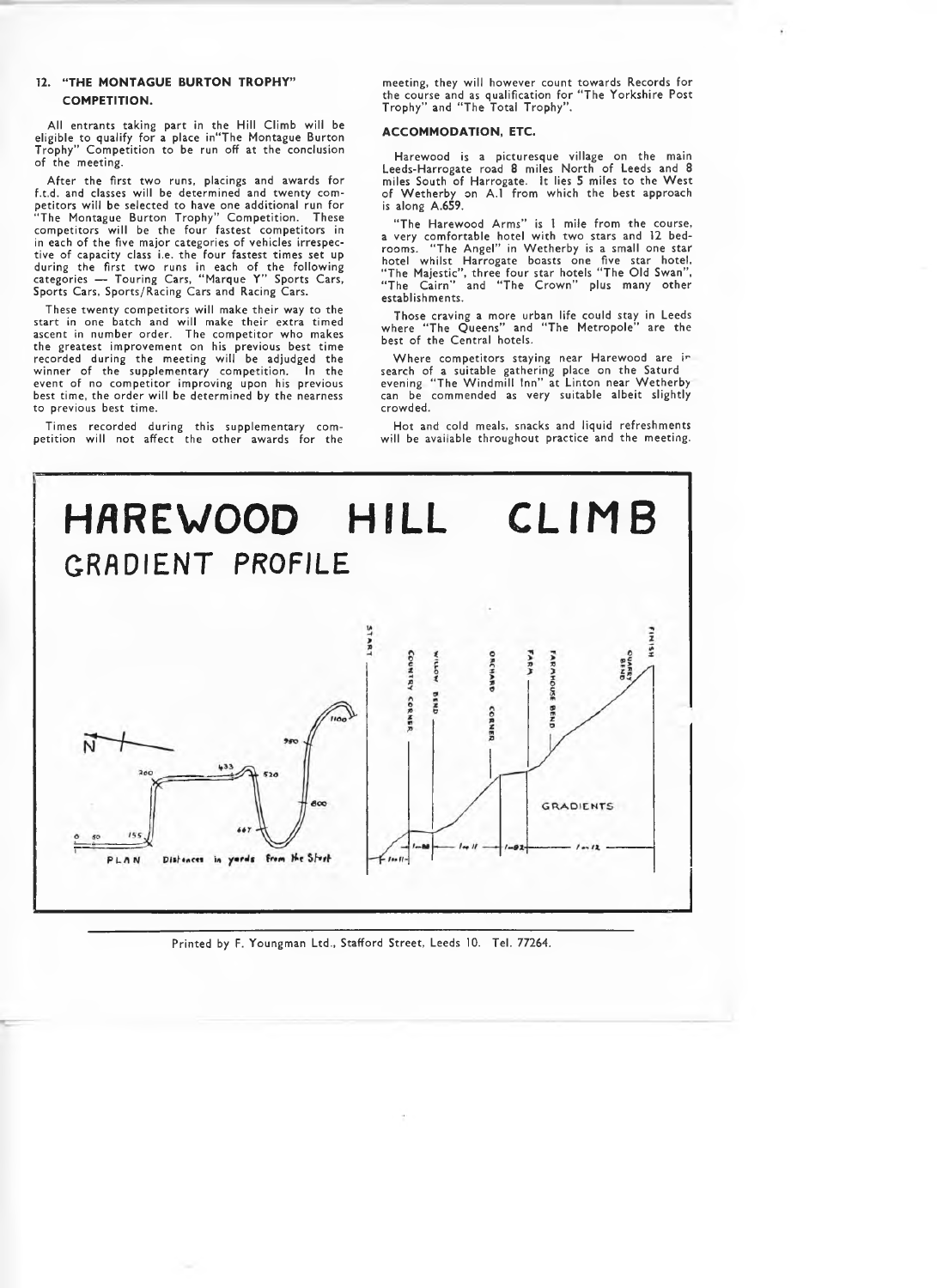### 12. "THE MONTAGUE BURTON TROPHY" COMPETITION.

All entrants taking part in the Hill Climb will be eligible to qualify for a place in "The Montague Burton Trophy" Competition to be run off at the conclusion of the meeting.

After the first two runs, placings and awards for f.t.d. and classes will be determined and twenty competitors will be selected to have one additional run for "The Montague Burton Trophy" Competition. These competitors will be the four fastest competitors in in each of the five major categories of vehicles irrespective of capacity class i.e. the four fastest times set up during the first two runs in each of the following categories — Touring Cars, "Marque Y" Sports Cars, Sports Cars, Sports/Racing Cars and Racing Cars.

These twenty competitors will make their way to the start in one batch and will make their extra timed ascent in number order. The competitor who makes the greatest improvement on his previous best time recorded during the meeting will be adjudged the winner of the supplementary competition. In the event of no competitor improving upon his previous best time, the order will be determined by the nearness to previous best time.

Times recorded during this supplementary competition will not affect the other awards for the meeting, they will however count towards Records for the course and as qualification for "The Yorkshire Post Trophy" and "The Total Trophy".

### ACCOMMODATION, ETC.

Harewood is a picturesque village on the main Leeds-Harrogate road 8 miles North of Leeds and 8 miles South of Harrogate. It lies 5 miles to the West of Wetherby on A.1 from which the best approach is along A.659.

"The Harewood Arms" is 1 mile from the course, a very comfortable hotel with two stars and 12 bedrooms. "The Angel" in Wetherby is a small one star hotel whilst Harrogate boasts one five star hotel, "The Majestic", three four star hotels "The Old Swan", "The Cairn" and "The Crown" plus many other establishments.

Those craving a more urban life could stay in Leeds where "The Queens" and "The Metropole" are the best of the Central hotels.

Where competitors staying near Harewood are in search of a suitable gathering place on the Saturd evening "The Windmill Inn" at Linton near Wetherby can be commended as very suitable albeit slightly crowded.

Hot and cold meals, snacks and liquid refreshments will be available throughout practice and the meeting.

## HAREWOOD HILL CLIMB
## GRADIENT PROFILE

N

0 50 155 260 433 520 667 800 980 1100

PLAN Distances in yards from the Start

START COUNTRY CORNER WILLOW BEND ORCHARD CORNER FARM FARMHOUSE BEND QUARRY BEND FINISH

GRADIENTS

1 in 11 1—88 1 in 11 1—8½ 1 in 12

Printed by F. Youngman Ltd., Stafford Street, Leeds 10. Tel. 77264.